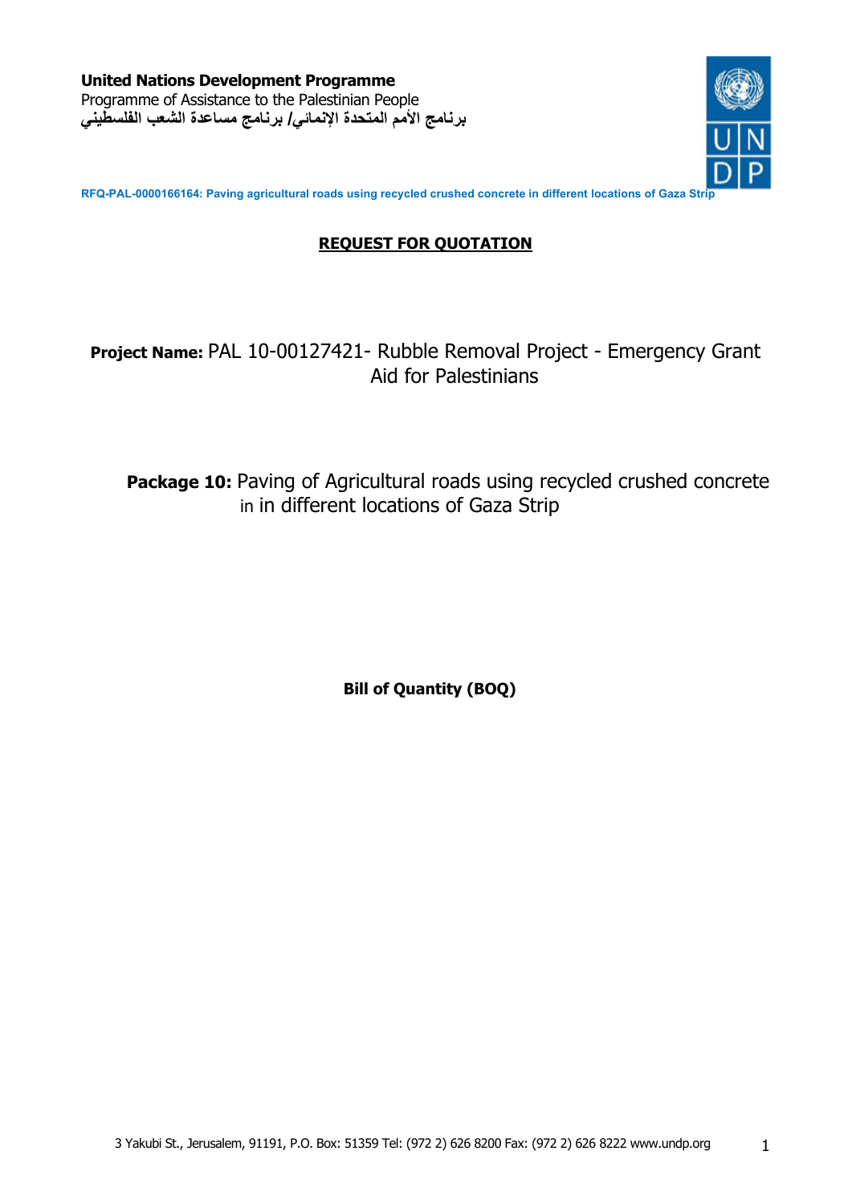**United Nations Development Programme**
Programme of Assistance to the Palestinian People
**برنامج الأمم المتحدة الإنمائي/ برنامج مساعدة الشعب الفلسطيني**

**RFQ-PAL-0000166164: Paving agricultural roads using recycled crushed concrete in different locations of Gaza Strip**

## REQUEST FOR QUOTATION

**Project Name:** PAL 10-00127421- Rubble Removal Project - Emergency Grant Aid for Palestinians

**Package 10:** Paving of Agricultural roads using recycled crushed concrete in in different locations of Gaza Strip

**Bill of Quantity (BOQ)**

3 Yakubi St., Jerusalem, 91191, P.O. Box: 51359 Tel: (972 2) 626 8200 Fax: (972 2) 626 8222 www.undp.org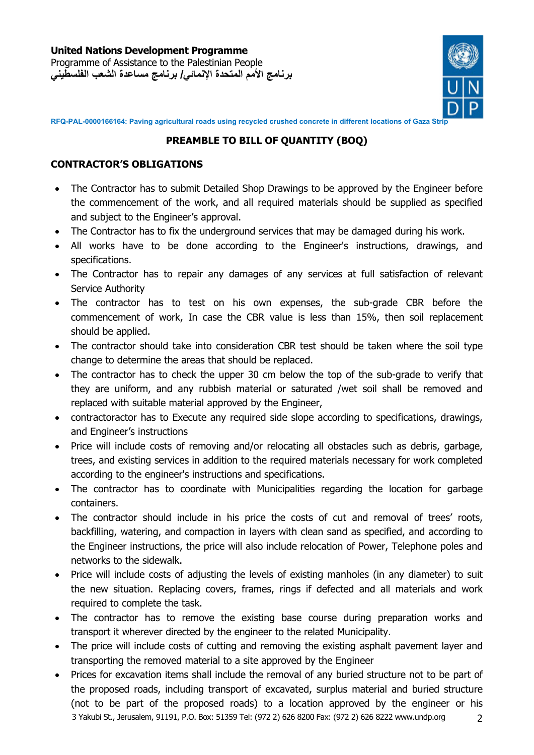## PREAMBLE TO BILL OF QUANTITY (BOQ)

### CONTRACTOR'S OBLIGATIONS

- The Contractor has to submit Detailed Shop Drawings to be approved by the Engineer before the commencement of the work, and all required materials should be supplied as specified and subject to the Engineer's approval.
- The Contractor has to fix the underground services that may be damaged during his work.
- All works have to be done according to the Engineer's instructions, drawings, and specifications.
- The Contractor has to repair any damages of any services at full satisfaction of relevant Service Authority
- The contractor has to test on his own expenses, the sub-grade CBR before the commencement of work, In case the CBR value is less than 15%, then soil replacement should be applied.
- The contractor should take into consideration CBR test should be taken where the soil type change to determine the areas that should be replaced.
- The contractor has to check the upper 30 cm below the top of the sub-grade to verify that they are uniform, and any rubbish material or saturated /wet soil shall be removed and replaced with suitable material approved by the Engineer,
- contractoractor has to Execute any required side slope according to specifications, drawings, and Engineer's instructions
- Price will include costs of removing and/or relocating all obstacles such as debris, garbage, trees, and existing services in addition to the required materials necessary for work completed according to the engineer's instructions and specifications.
- The contractor has to coordinate with Municipalities regarding the location for garbage containers.
- The contractor should include in his price the costs of cut and removal of trees' roots, backfilling, watering, and compaction in layers with clean sand as specified, and according to the Engineer instructions, the price will also include relocation of Power, Telephone poles and networks to the sidewalk.
- Price will include costs of adjusting the levels of existing manholes (in any diameter) to suit the new situation. Replacing covers, frames, rings if defected and all materials and work required to complete the task.
- The contractor has to remove the existing base course during preparation works and transport it wherever directed by the engineer to the related Municipality.
- The price will include costs of cutting and removing the existing asphalt pavement layer and transporting the removed material to a site approved by the Engineer
- Prices for excavation items shall include the removal of any buried structure not to be part of the proposed roads, including transport of excavated, surplus material and buried structure (not to be part of the proposed roads) to a location approved by the engineer or his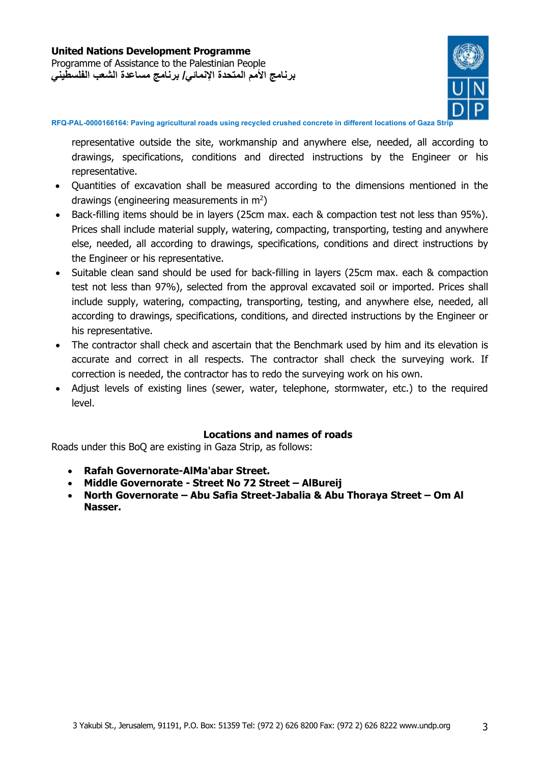representative outside the site, workmanship and anywhere else, needed, all according to drawings, specifications, conditions and directed instructions by the Engineer or his representative.

- Quantities of excavation shall be measured according to the dimensions mentioned in the drawings (engineering measurements in $m^2$)
- Back-filling items should be in layers (25cm max. each & compaction test not less than 95%). Prices shall include material supply, watering, compacting, transporting, testing and anywhere else, needed, all according to drawings, specifications, conditions and direct instructions by the Engineer or his representative.
- Suitable clean sand should be used for back-filling in layers (25cm max. each & compaction test not less than 97%), selected from the approval excavated soil or imported. Prices shall include supply, watering, compacting, transporting, testing, and anywhere else, needed, all according to drawings, specifications, conditions, and directed instructions by the Engineer or his representative.
- The contractor shall check and ascertain that the Benchmark used by him and its elevation is accurate and correct in all respects. The contractor shall check the surveying work. If correction is needed, the contractor has to redo the surveying work on his own.
- Adjust levels of existing lines (sewer, water, telephone, stormwater, etc.) to the required level.

**Locations and names of roads**

Roads under this BoQ are existing in Gaza Strip, as follows:

- **Rafah Governorate-AlMa'abar Street.**
- **Middle Governorate - Street No 72 Street – AlBureij**
- **North Governorate – Abu Safia Street-Jabalia & Abu Thoraya Street – Om Al Nasser.**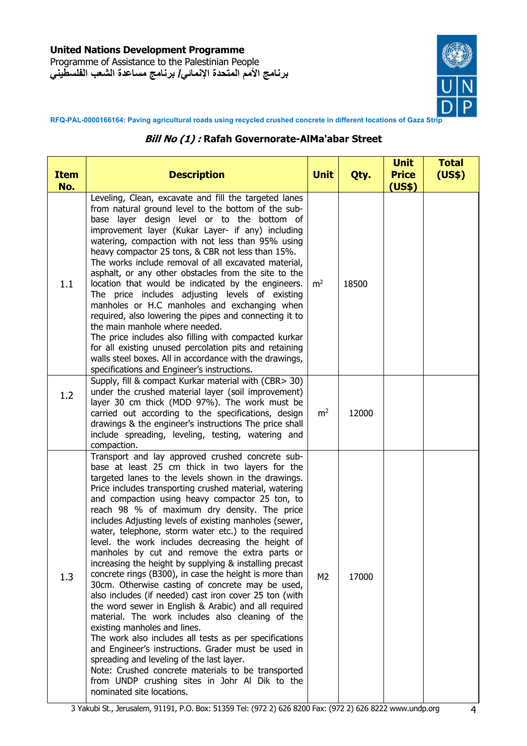United Nations Development Programme
Programme of Assistance to the Palestinian People
برنامج الأمم المتحدة الإنمائي/ برنامج مساعدة الشعب الفلسطيني

RFQ-PAL-0000166164: Paving agricultural roads using recycled crushed concrete in different locations of Gaza Strip

## *Bill No (1) :* Rafah Governorate-AlMa'abar Street

| Item No. | Description | Unit | Qty. | Unit Price (US$) | Total (US$) |
|---|---|---|---|---|---|
| 1.1 | Leveling, Clean, excavate and fill the targeted lanes from natural ground level to the bottom of the sub-base layer design level or to the bottom of improvement layer (Kukar Layer- if any) including watering, compaction with not less than 95% using heavy compactor 25 tons, & CBR not less than 15%. The works include removal of all excavated material, asphalt, or any other obstacles from the site to the location that would be indicated by the engineers. The price includes adjusting levels of existing manholes or H.C manholes and exchanging when required, also lowering the pipes and connecting it to the main manhole where needed. The price includes also filling with compacted kurkar for all existing unused percolation pits and retaining walls steel boxes. All in accordance with the drawings, specifications and Engineer's instructions. | $m^2$ | 18500 | | |
| 1.2 | Supply, fill & compact Kurkar material with (CBR> 30) under the crushed material layer (soil improvement) layer 30 cm thick (MDD 97%). The work must be carried out according to the specifications, design drawings & the engineer's instructions The price shall include spreading, leveling, testing, watering and compaction. | $m^2$ | 12000 | | |
| 1.3 | Transport and lay approved crushed concrete sub-base at least 25 cm thick in two layers for the targeted lanes to the levels shown in the drawings. Price includes transporting crushed material, watering and compaction using heavy compactor 25 ton, to reach 98 % of maximum dry density. The price includes Adjusting levels of existing manholes (sewer, water, telephone, storm water etc.) to the required level. the work includes decreasing the height of manholes by cut and remove the extra parts or increasing the height by supplying & installing precast concrete rings (B300), in case the height is more than 30cm. Otherwise casting of concrete may be used, also includes (if needed) cast iron cover 25 ton (with the word sewer in English & Arabic) and all required material. The work includes also cleaning of the existing manholes and lines. The work also includes all tests as per specifications and Engineer's instructions. Grader must be used in spreading and leveling of the last layer. Note: Crushed concrete materials to be transported from UNDP crushing sites in Johr Al Dik to the nominated site locations. | M2 | 17000 | | |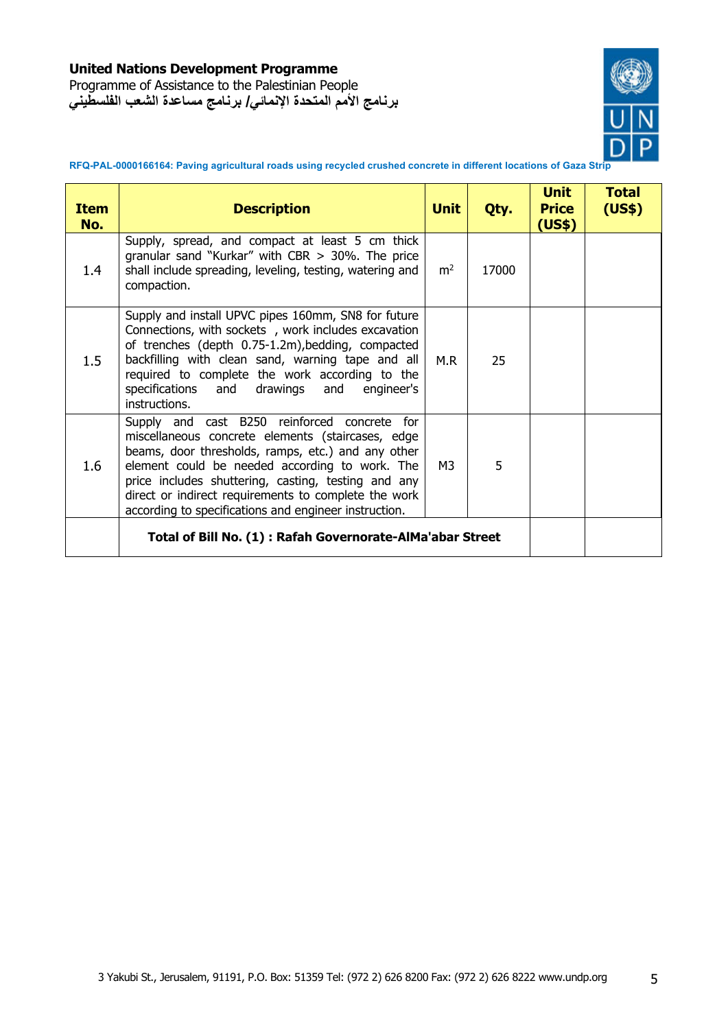**United Nations Development Programme**
Programme of Assistance to the Palestinian People
برنامج الأمم المتحدة الإنمائي/ برنامج مساعدة الشعب الفلسطيني

**RFQ-PAL-0000166164: Paving agricultural roads using recycled crushed concrete in different locations of Gaza Strip**

| Item No. | Description | Unit | Qty. | Unit Price (US$) | Total (US$) |
|---|---|---|---|---|---|
| 1.4 | Supply, spread, and compact at least 5 cm thick granular sand "Kurkar" with CBR > 30%. The price shall include spreading, leveling, testing, watering and compaction. | $m^2$ | 17000 | | |
| 1.5 | Supply and install UPVC pipes 160mm, SN8 for future Connections, with sockets , work includes excavation of trenches (depth 0.75-1.2m),bedding, compacted backfilling with clean sand, warning tape and all required to complete the work according to the specifications and drawings and engineer's instructions. | M.R | 25 | | |
| 1.6 | Supply and cast B250 reinforced concrete for miscellaneous concrete elements (staircases, edge beams, door thresholds, ramps, etc.) and any other element could be needed according to work. The price includes shuttering, casting, testing and any direct or indirect requirements to complete the work according to specifications and engineer instruction. | M3 | 5 | | |
| | **Total of Bill No. (1) : Rafah Governorate-AlMa'abar Street** | | | | |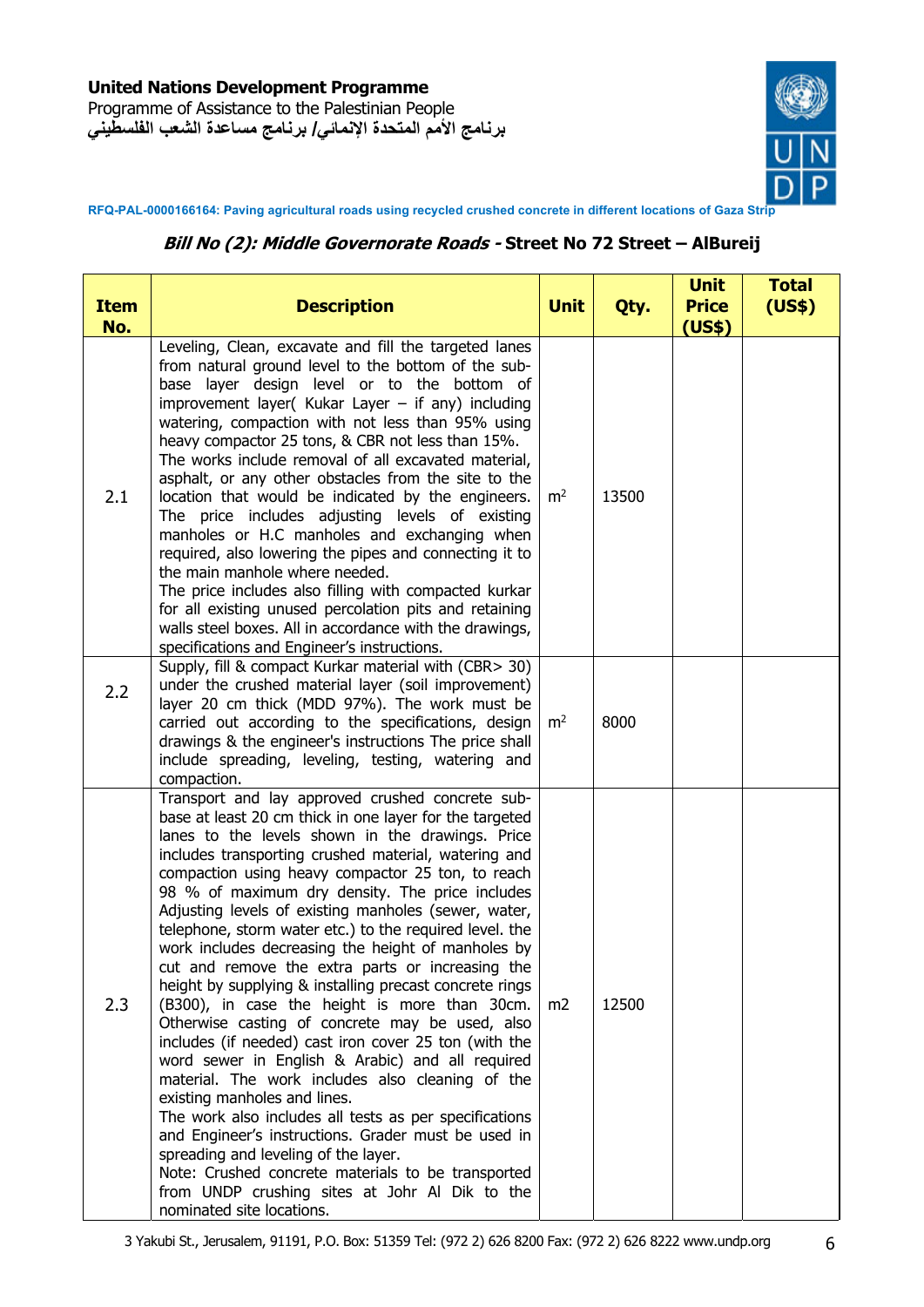**Bill No (2): *Middle Governorate Roads* - Street No 72 Street – AlBureij**

| Item No. | Description | Unit | Qty. | Unit Price (US$) | Total (US$) |
|---|---|---|---|---|---|
| 2.1 | Leveling, Clean, excavate and fill the targeted lanes from natural ground level to the bottom of the sub-base layer design level or to the bottom of improvement layer( Kukar Layer – if any) including watering, compaction with not less than 95% using heavy compactor 25 tons, & CBR not less than 15%. The works include removal of all excavated material, asphalt, or any other obstacles from the site to the location that would be indicated by the engineers. The price includes adjusting levels of existing manholes or H.C manholes and exchanging when required, also lowering the pipes and connecting it to the main manhole where needed. The price includes also filling with compacted kurkar for all existing unused percolation pits and retaining walls steel boxes. All in accordance with the drawings, specifications and Engineer's instructions. | $m^2$ | 13500 | | |
| 2.2 | Supply, fill & compact Kurkar material with (CBR> 30) under the crushed material layer (soil improvement) layer 20 cm thick (MDD 97%). The work must be carried out according to the specifications, design drawings & the engineer's instructions The price shall include spreading, leveling, testing, watering and compaction. | $m^2$ | 8000 | | |
| 2.3 | Transport and lay approved crushed concrete sub-base at least 20 cm thick in one layer for the targeted lanes to the levels shown in the drawings. Price includes transporting crushed material, watering and compaction using heavy compactor 25 ton, to reach 98 % of maximum dry density. The price includes Adjusting levels of existing manholes (sewer, water, telephone, storm water etc.) to the required level. the work includes decreasing the height of manholes by cut and remove the extra parts or increasing the height by supplying & installing precast concrete rings (B300), in case the height is more than 30cm. Otherwise casting of concrete may be used, also includes (if needed) cast iron cover 25 ton (with the word sewer in English & Arabic) and all required material. The work includes also cleaning of the existing manholes and lines. The work also includes all tests as per specifications and Engineer's instructions. Grader must be used in spreading and leveling of the layer. Note: Crushed concrete materials to be transported from UNDP crushing sites at Johr Al Dik to the nominated site locations. | m2 | 12500 | | |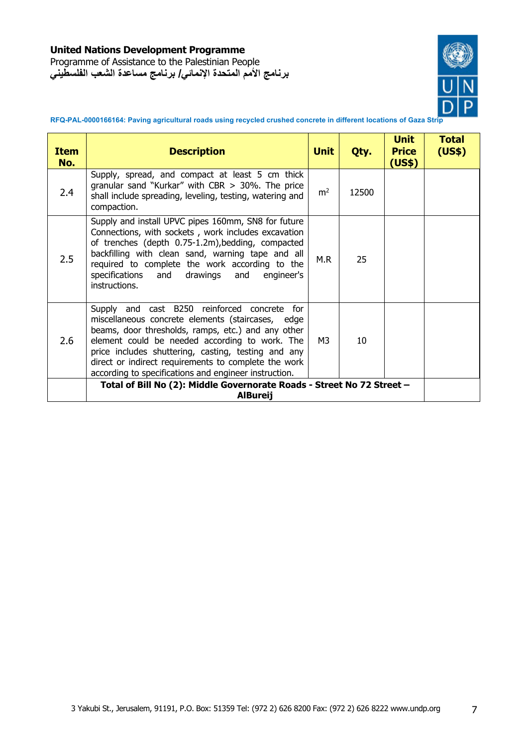**United Nations Development Programme**
Programme of Assistance to the Palestinian People
برنامج الأمم المتحدة الإنمائي/ برنامج مساعدة الشعب الفلسطيني

**RFQ-PAL-0000166164: Paving agricultural roads using recycled crushed concrete in different locations of Gaza Strip**

| Item No. | Description | Unit | Qty. | Unit Price (US$) | Total (US$) |
|---|---|---|---|---|---|
| 2.4 | Supply, spread, and compact at least 5 cm thick granular sand "Kurkar" with CBR > 30%. The price shall include spreading, leveling, testing, watering and compaction. | $m^2$ | 12500 | | |
| 2.5 | Supply and install UPVC pipes 160mm, SN8 for future Connections, with sockets , work includes excavation of trenches (depth 0.75-1.2m),bedding, compacted backfilling with clean sand, warning tape and all required to complete the work according to the specifications and drawings and engineer's instructions. | M.R | 25 | | |
| 2.6 | Supply and cast B250 reinforced concrete for miscellaneous concrete elements (staircases, edge beams, door thresholds, ramps, etc.) and any other element could be needed according to work. The price includes shuttering, casting, testing and any direct or indirect requirements to complete the work according to specifications and engineer instruction. | M3 | 10 | | |
| | **Total of Bill No (2): Middle Governorate Roads - Street No 72 Street – AlBureij** | | | | |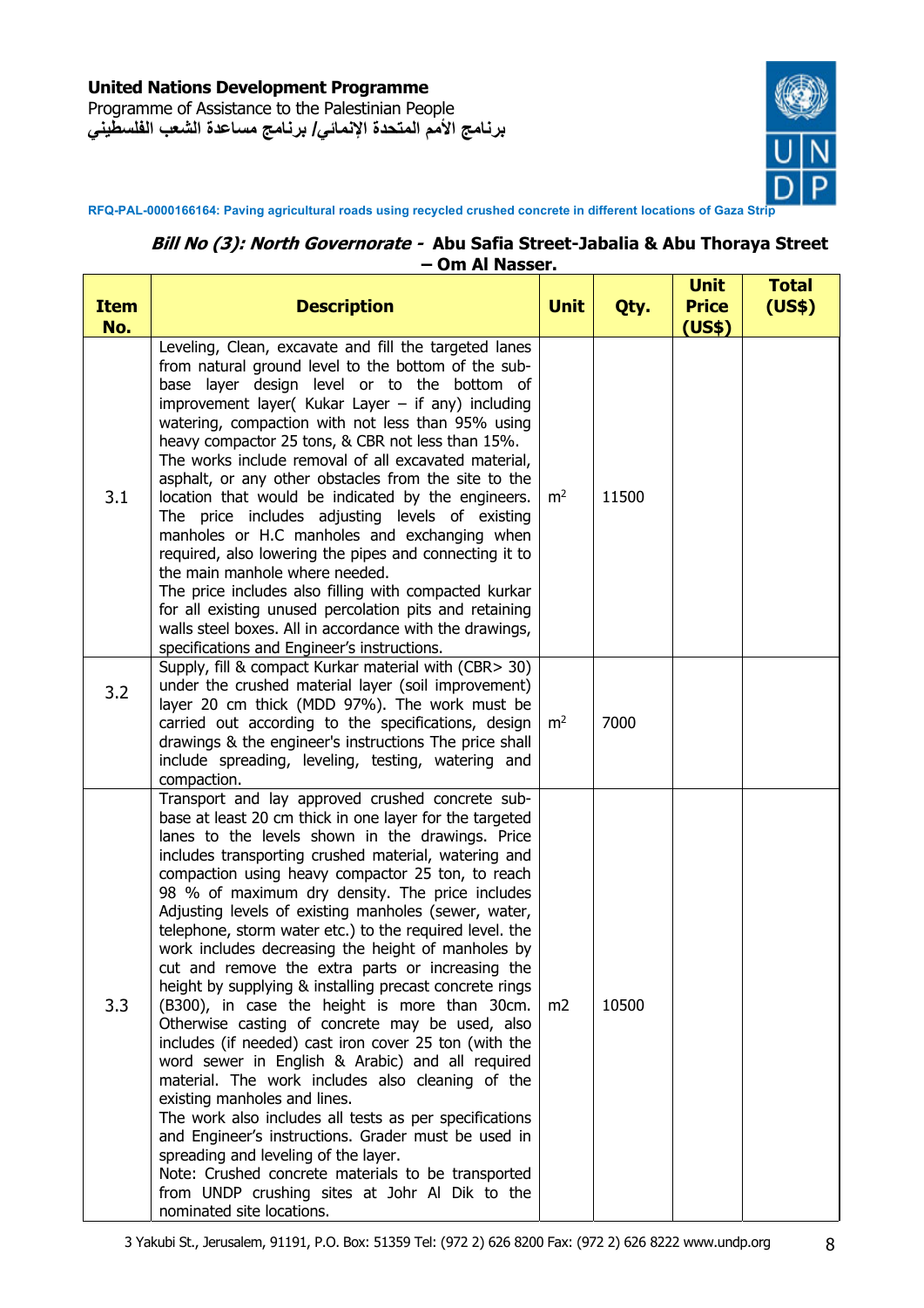**RFQ-PAL-0000166164: Paving agricultural roads using recycled crushed concrete in different locations of Gaza Strip**

### *Bill No (3): North Governorate -* Abu Safia Street-Jabalia & Abu Thoraya Street – Om Al Nasser.

| Item No. | Description | Unit | Qty. | Unit Price (US$) | Total (US$) |
|---|---|---|---|---|---|
| 3.1 | Leveling, Clean, excavate and fill the targeted lanes from natural ground level to the bottom of the sub-base layer design level or to the bottom of improvement layer( Kukar Layer – if any) including watering, compaction with not less than 95% using heavy compactor 25 tons, & CBR not less than 15%.<br>The works include removal of all excavated material, asphalt, or any other obstacles from the site to the location that would be indicated by the engineers. The price includes adjusting levels of existing manholes or H.C manholes and exchanging when required, also lowering the pipes and connecting it to the main manhole where needed.<br>The price includes also filling with compacted kurkar for all existing unused percolation pits and retaining walls steel boxes. All in accordance with the drawings, specifications and Engineer's instructions. | $m^2$ | 11500 | | |
| 3.2 | Supply, fill & compact Kurkar material with (CBR> 30) under the crushed material layer (soil improvement) layer 20 cm thick (MDD 97%). The work must be carried out according to the specifications, design drawings & the engineer's instructions The price shall include spreading, leveling, testing, watering and compaction. | $m^2$ | 7000 | | |
| 3.3 | Transport and lay approved crushed concrete sub-base at least 20 cm thick in one layer for the targeted lanes to the levels shown in the drawings. Price includes transporting crushed material, watering and compaction using heavy compactor 25 ton, to reach 98 % of maximum dry density. The price includes Adjusting levels of existing manholes (sewer, water, telephone, storm water etc.) to the required level. the work includes decreasing the height of manholes by cut and remove the extra parts or increasing the height by supplying & installing precast concrete rings (B300), in case the height is more than 30cm. Otherwise casting of concrete may be used, also includes (if needed) cast iron cover 25 ton (with the word sewer in English & Arabic) and all required material. The work includes also cleaning of the existing manholes and lines.<br>The work also includes all tests as per specifications and Engineer's instructions. Grader must be used in spreading and leveling of the layer.<br>Note: Crushed concrete materials to be transported from UNDP crushing sites at Johr Al Dik to the nominated site locations. | m2 | 10500 | | |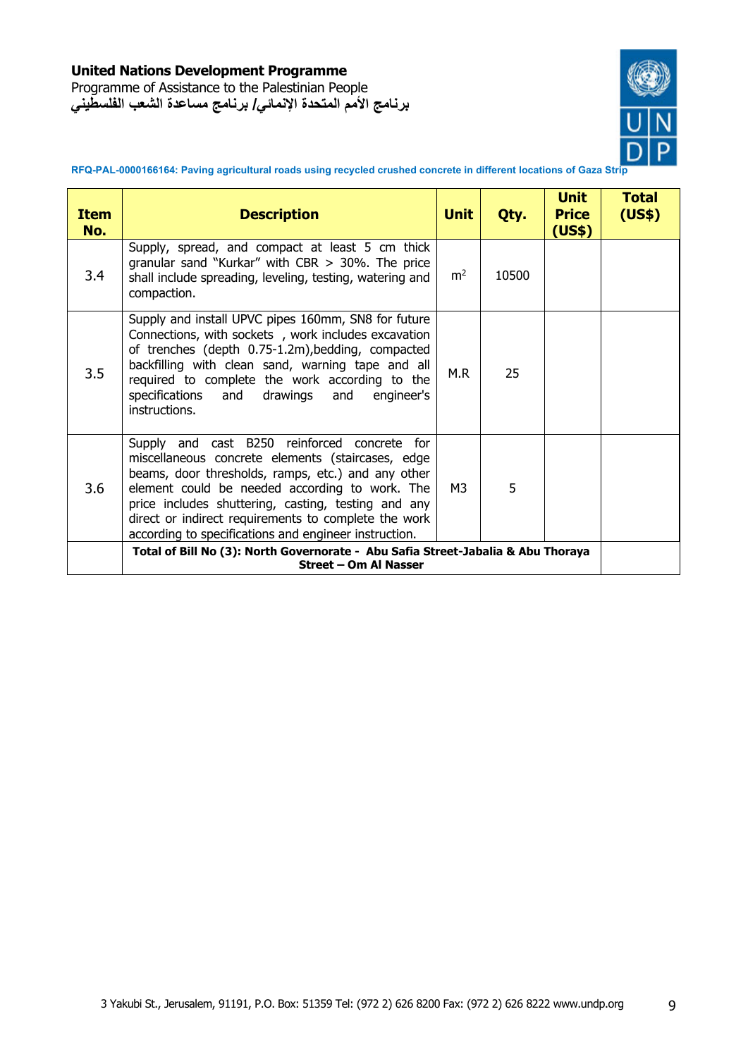**United Nations Development Programme**
Programme of Assistance to the Palestinian People
برنامج الأمم المتحدة الإنمائي/ برنامج مساعدة الشعب الفلسطيني

**RFQ-PAL-0000166164: Paving agricultural roads using recycled crushed concrete in different locations of Gaza Strip**

| Item No. | Description | Unit | Qty. | Unit Price (US$) | Total (US$) |
|---|---|---|---|---|---|
| 3.4 | Supply, spread, and compact at least 5 cm thick granular sand "Kurkar" with CBR > 30%. The price shall include spreading, leveling, testing, watering and compaction. | $m^2$ | 10500 | | |
| 3.5 | Supply and install UPVC pipes 160mm, SN8 for future Connections, with sockets , work includes excavation of trenches (depth 0.75-1.2m),bedding, compacted backfilling with clean sand, warning tape and all required to complete the work according to the specifications and drawings and engineer's instructions. | M.R | 25 | | |
| 3.6 | Supply and cast B250 reinforced concrete for miscellaneous concrete elements (staircases, edge beams, door thresholds, ramps, etc.) and any other element could be needed according to work. The price includes shuttering, casting, testing and any direct or indirect requirements to complete the work according to specifications and engineer instruction. | M3 | 5 | | |
| | **Total of Bill No (3): North Governorate - Abu Safia Street-Jabalia & Abu Thoraya Street – Om Al Nasser** | | | | |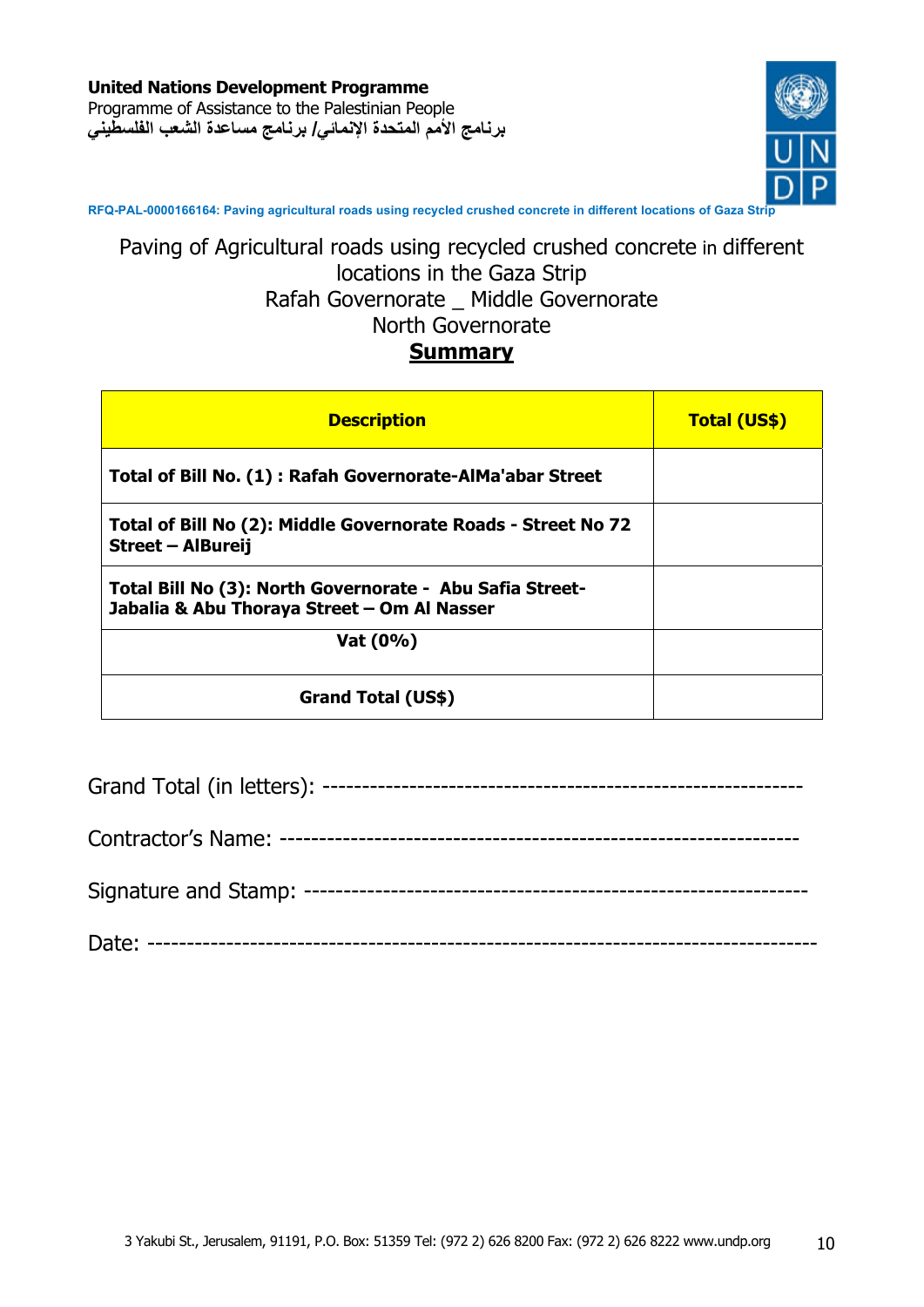**United Nations Development Programme**
Programme of Assistance to the Palestinian People
برنامج الأمم المتحدة الإنمائي/ برنامج مساعدة الشعب الفلسطيني

**RFQ-PAL-0000166164: Paving agricultural roads using recycled crushed concrete in different locations of Gaza Strip**

# Paving of Agricultural roads using recycled crushed concrete in different locations in the Gaza Strip
# Rafah Governorate _ Middle Governorate
# North Governorate

## **Summary**

| Description | Total (US$) |
|---|---|
| **Total of Bill No. (1) : Rafah Governorate-AlMa'abar Street** | |
| **Total of Bill No (2): Middle Governorate Roads - Street No 72 Street – AlBureij** | |
| **Total Bill No (3): North Governorate - Abu Safia Street-Jabalia & Abu Thoraya Street – Om Al Nasser** | |
| **Vat (0%)** | |
| **Grand Total (US$)** | |

Grand Total (in letters): ------------------------------------------------------------

Contractor's Name: -----------------------------------------------------------------

Signature and Stamp: ---------------------------------------------------------------

Date: ---------------------------------------------------------------------------------